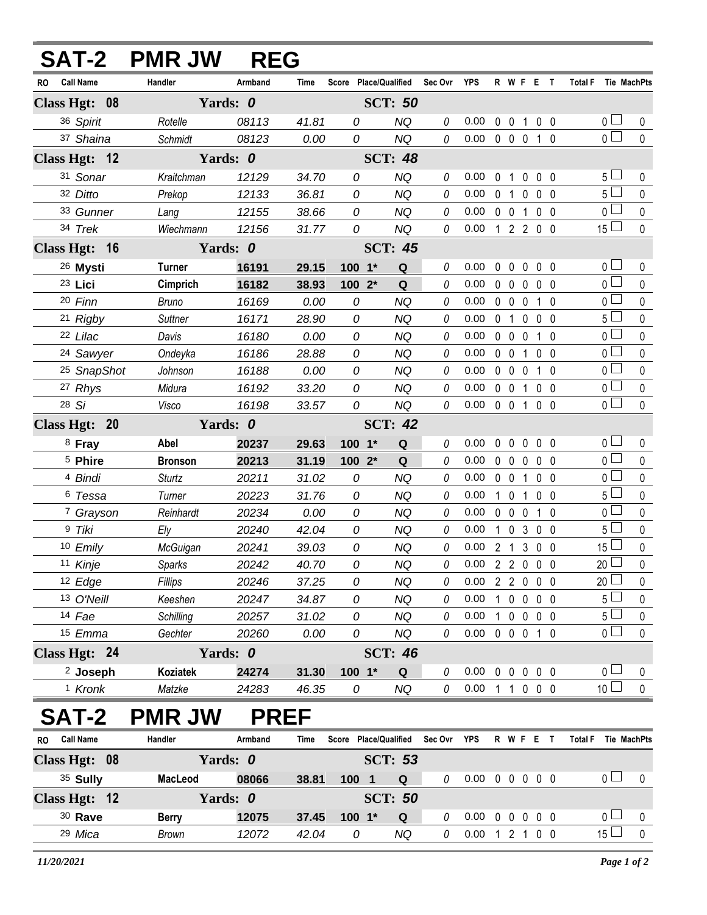# SAT-2 PMR JW REG

| RO | Call Name | Handler | Armband | Time | Score | Place/Qualified | | Sec Ovr | YPS | R | W | F | E | T | Total F | Tie | MachPts |
|---|---|---|---|---|---|---|---|---|---|---|---|---|---|---|---|---|---|
| **Class Hgt: 08** | | **Yards: 0** | | | | **SCT: 50** | | | | | | | | | | | |
| 36 | *Spirit* | *Rotelle* | *08113* | *41.81* | *0* | | *NQ* | 0 | 0.00 | 0 | 0 | 1 | 0 | 0 | 0 | ☐ | 0 |
| 37 | *Shaina* | *Schmidt* | *08123* | *0.00* | *0* | | *NQ* | 0 | 0.00 | 0 | 0 | 0 | 1 | 0 | 0 | ☐ | 0 |
| **Class Hgt: 12** | | **Yards: 0** | | | | **SCT: 48** | | | | | | | | | | | |
| 31 | *Sonar* | *Kraitchman* | *12129* | *34.70* | *0* | | *NQ* | 0 | 0.00 | 0 | 1 | 0 | 0 | 0 | 5 | ☐ | 0 |
| 32 | *Ditto* | *Prekop* | *12133* | *36.81* | *0* | | *NQ* | 0 | 0.00 | 0 | 1 | 0 | 0 | 0 | 5 | ☐ | 0 |
| 33 | *Gunner* | *Lang* | *12155* | *38.66* | *0* | | *NQ* | 0 | 0.00 | 0 | 0 | 1 | 0 | 0 | 0 | ☐ | 0 |
| 34 | *Trek* | *Wiechmann* | *12156* | *31.77* | *0* | | *NQ* | 0 | 0.00 | 1 | 2 | 2 | 0 | 0 | 15 | ☐ | 0 |
| **Class Hgt: 16** | | **Yards: 0** | | | | **SCT: 45** | | | | | | | | | | | |
| 26 | **Mysti** | **Turner** | **16191** | **29.15** | **100** | **1*** | **Q** | 0 | 0.00 | 0 | 0 | 0 | 0 | 0 | 0 | ☐ | 0 |
| 23 | **Lici** | **Cimprich** | **16182** | **38.93** | **100** | **2*** | **Q** | 0 | 0.00 | 0 | 0 | 0 | 0 | 0 | 0 | ☐ | 0 |
| 20 | *Finn* | *Bruno* | *16169* | *0.00* | *0* | | *NQ* | 0 | 0.00 | 0 | 0 | 0 | 1 | 0 | 0 | ☐ | 0 |
| 21 | *Rigby* | *Suttner* | *16171* | *28.90* | *0* | | *NQ* | 0 | 0.00 | 0 | 1 | 0 | 0 | 0 | 5 | ☐ | 0 |
| 22 | *Lilac* | *Davis* | *16180* | *0.00* | *0* | | *NQ* | 0 | 0.00 | 0 | 0 | 0 | 1 | 0 | 0 | ☐ | 0 |
| 24 | *Sawyer* | *Ondeyka* | *16186* | *28.88* | *0* | | *NQ* | 0 | 0.00 | 0 | 0 | 1 | 0 | 0 | 0 | ☐ | 0 |
| 25 | *SnapShot* | *Johnson* | *16188* | *0.00* | *0* | | *NQ* | 0 | 0.00 | 0 | 0 | 0 | 1 | 0 | 0 | ☐ | 0 |
| 27 | *Rhys* | *Midura* | *16192* | *33.20* | *0* | | *NQ* | 0 | 0.00 | 0 | 0 | 1 | 0 | 0 | 0 | ☐ | 0 |
| 28 | *Si* | *Visco* | *16198* | *33.57* | *0* | | *NQ* | 0 | 0.00 | 0 | 0 | 1 | 0 | 0 | 0 | ☐ | 0 |
| **Class Hgt: 20** | | **Yards: 0** | | | | **SCT: 42** | | | | | | | | | | | |
| 8 | **Fray** | **Abel** | **20237** | **29.63** | **100** | **1*** | **Q** | 0 | 0.00 | 0 | 0 | 0 | 0 | 0 | 0 | ☐ | 0 |
| 5 | **Phire** | **Bronson** | **20213** | **31.19** | **100** | **2*** | **Q** | 0 | 0.00 | 0 | 0 | 0 | 0 | 0 | 0 | ☐ | 0 |
| 4 | *Bindi* | *Sturtz* | *20211* | *31.02* | *0* | | *NQ* | 0 | 0.00 | 0 | 0 | 1 | 0 | 0 | 0 | ☐ | 0 |
| 6 | *Tessa* | *Turner* | *20223* | *31.76* | *0* | | *NQ* | 0 | 0.00 | 1 | 0 | 1 | 0 | 0 | 5 | ☐ | 0 |
| 7 | *Grayson* | *Reinhardt* | *20234* | *0.00* | *0* | | *NQ* | 0 | 0.00 | 0 | 0 | 0 | 1 | 0 | 0 | ☐ | 0 |
| 9 | *Tiki* | *Ely* | *20240* | *42.04* | *0* | | *NQ* | 0 | 0.00 | 1 | 0 | 3 | 0 | 0 | 5 | ☐ | 0 |
| 10 | *Emily* | *McGuigan* | *20241* | *39.03* | *0* | | *NQ* | 0 | 0.00 | 2 | 1 | 3 | 0 | 0 | 15 | ☐ | 0 |
| 11 | *Kinje* | *Sparks* | *20242* | *40.70* | *0* | | *NQ* | 0 | 0.00 | 2 | 2 | 0 | 0 | 0 | 20 | ☐ | 0 |
| 12 | *Edge* | *Fillips* | *20246* | *37.25* | *0* | | *NQ* | 0 | 0.00 | 2 | 2 | 0 | 0 | 0 | 20 | ☐ | 0 |
| 13 | *O'Neill* | *Keeshen* | *20247* | *34.87* | *0* | | *NQ* | 0 | 0.00 | 1 | 0 | 0 | 0 | 0 | 5 | ☐ | 0 |
| 14 | *Fae* | *Schilling* | *20257* | *31.02* | *0* | | *NQ* | 0 | 0.00 | 1 | 0 | 0 | 0 | 0 | 5 | ☐ | 0 |
| 15 | *Emma* | *Gechter* | *20260* | *0.00* | *0* | | *NQ* | 0 | 0.00 | 0 | 0 | 0 | 1 | 0 | 0 | ☐ | 0 |
| **Class Hgt: 24** | | **Yards: 0** | | | | **SCT: 46** | | | | | | | | | | | |
| 2 | **Joseph** | **Koziatek** | **24274** | **31.30** | **100** | **1*** | **Q** | 0 | 0.00 | 0 | 0 | 0 | 0 | 0 | 0 | ☐ | 0 |
| 1 | *Kronk* | *Matzke* | *24283* | *46.35* | *0* | | *NQ* | 0 | 0.00 | 1 | 1 | 0 | 0 | 0 | 10 | ☐ | 0 |

# SAT-2 PMR JW PREF

| RO | Call Name | Handler | Armband | Time | Score | Place/Qualified | | Sec Ovr | YPS | R | W | F | E | T | Total F | Tie | MachPts |
|---|---|---|---|---|---|---|---|---|---|---|---|---|---|---|---|---|---|
| **Class Hgt: 08** | | **Yards: 0** | | | | **SCT: 53** | | | | | | | | | | | |
| 35 | **Sully** | **MacLeod** | **08066** | **38.81** | **100** | **1** | **Q** | 0 | 0.00 | 0 | 0 | 0 | 0 | 0 | 0 | ☐ | 0 |
| **Class Hgt: 12** | | **Yards: 0** | | | | **SCT: 50** | | | | | | | | | | | |
| 30 | **Rave** | **Berry** | **12075** | **37.45** | **100** | **1*** | **Q** | 0 | 0.00 | 0 | 0 | 0 | 0 | 0 | 0 | ☐ | 0 |
| 29 | *Mica* | *Brown* | *12072* | *42.04* | *0* | | *NQ* | 0 | 0.00 | 1 | 2 | 1 | 0 | 0 | 15 | ☐ | 0 |

*11/20/2021*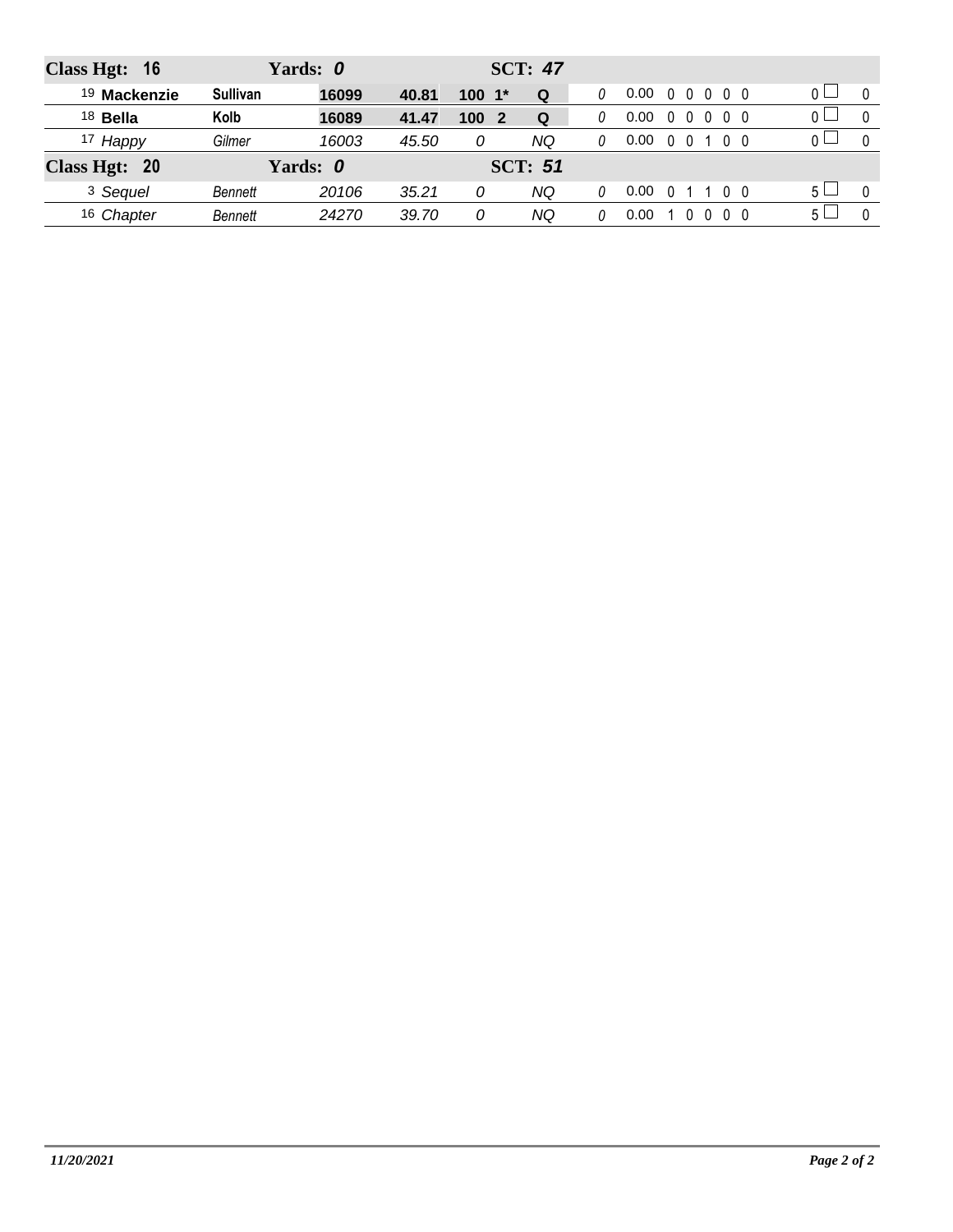| Class Hgt: 16 | | Yards: 0 | | SCT: 47 | | | | | | | | | | | |
|---|---|---|---|---|---|---|---|---|---|---|---|---|---|---|---|
| 19 **Mackenzie** | **Sullivan** | **16099** | **40.81** | **100 1*** | **Q** | 0 | 0.00 | 0 | 0 | 0 | 0 | 0 | 0 ☐ | 0 |
| 18 **Bella** | **Kolb** | **16089** | **41.47** | **100 2** | **Q** | 0 | 0.00 | 0 | 0 | 0 | 0 | 0 | 0 ☐ | 0 |
| 17 *Happy* | *Gilmer* | *16003* | *45.50* | *0* | *NQ* | 0 | 0.00 | 0 | 0 | 1 | 0 | 0 | 0 ☐ | 0 |
| **Class Hgt: 20** | | **Yards: 0** | | **SCT: 51** | | | | | | | | | | |
| 3 *Sequel* | *Bennett* | *20106* | *35.21* | *0* | *NQ* | 0 | 0.00 | 0 | 1 | 1 | 0 | 0 | 5 ☐ | 0 |
| 16 *Chapter* | *Bennett* | *24270* | *39.70* | *0* | *NQ* | 0 | 0.00 | 1 | 0 | 0 | 0 | 0 | 5 ☐ | 0 |

*11/20/2021*